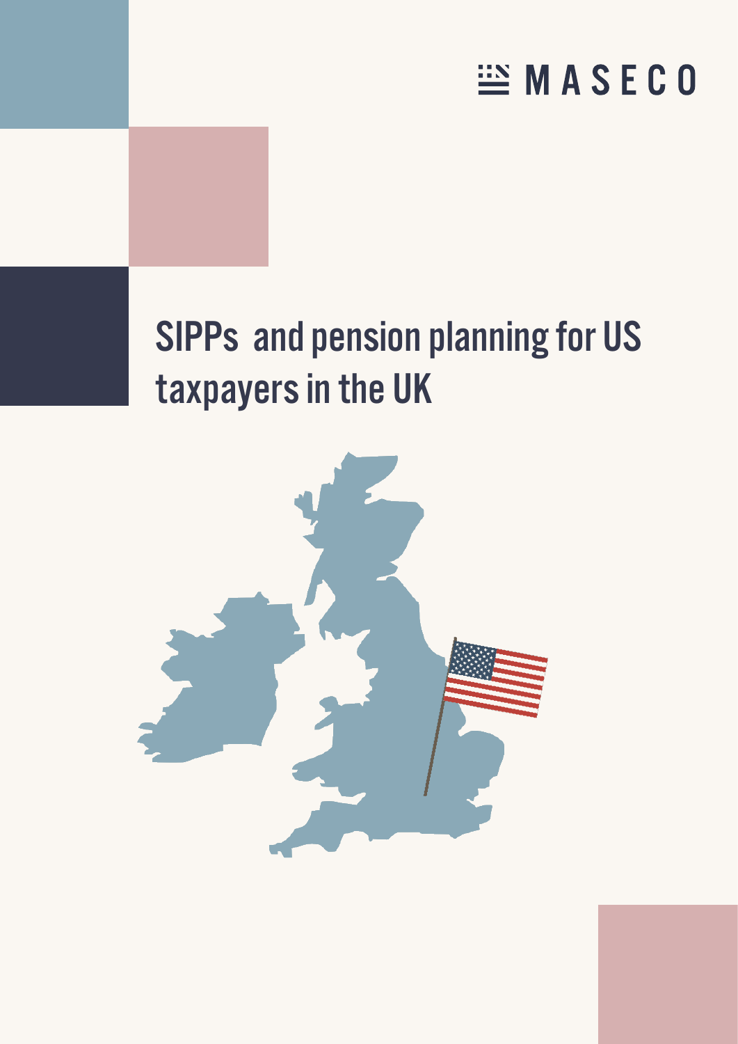MASECO

# SIPPs and pension planning for US taxpayers in the UK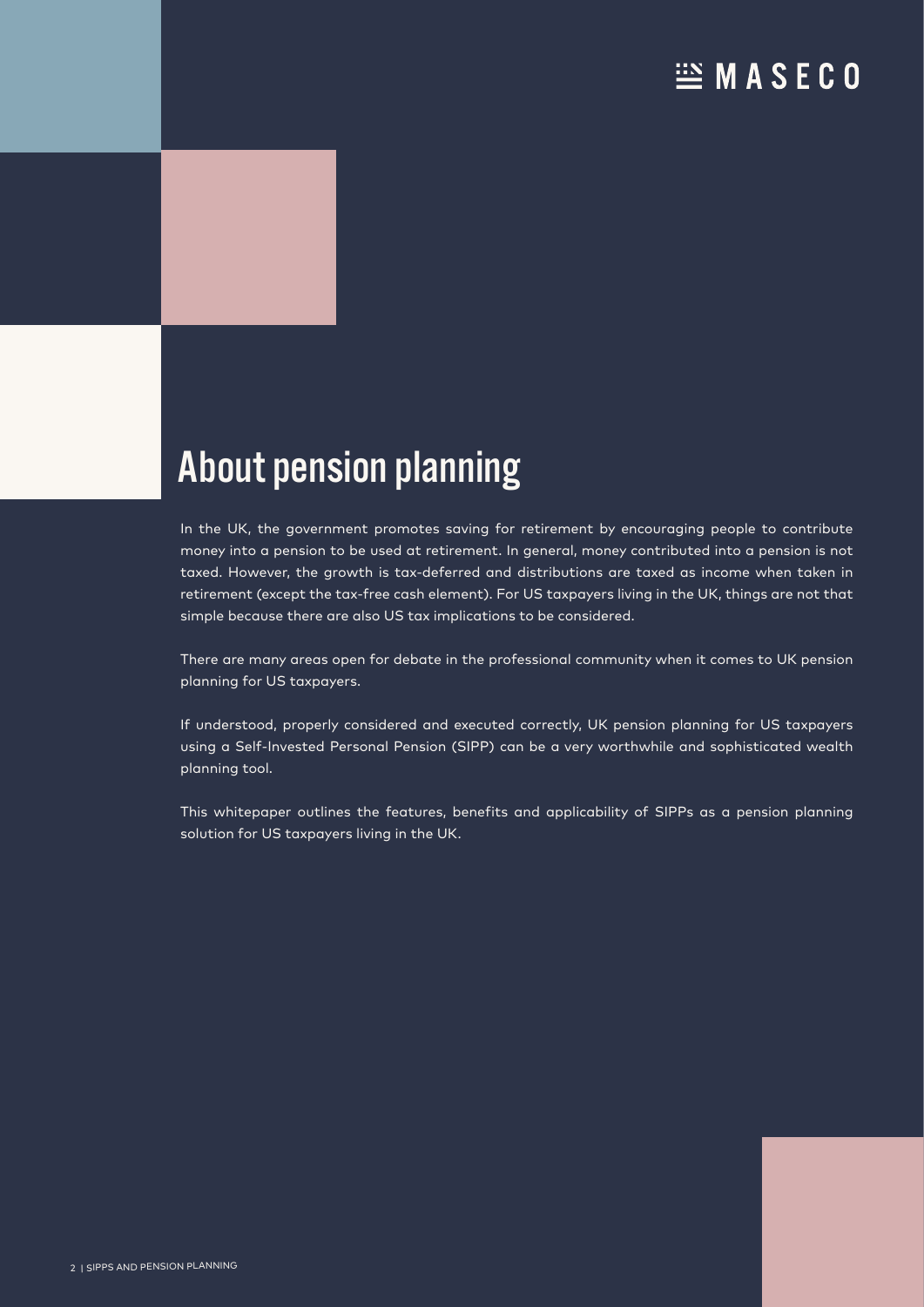# About pension planning

In the UK, the government promotes saving for retirement by encouraging people to contribute money into a pension to be used at retirement. In general, money contributed into a pension is not taxed. However, the growth is tax-deferred and distributions are taxed as income when taken in retirement (except the tax-free cash element). For US taxpayers living in the UK, things are not that simple because there are also US tax implications to be considered.

There are many areas open for debate in the professional community when it comes to UK pension planning for US taxpayers.

If understood, properly considered and executed correctly, UK pension planning for US taxpayers using a Self-Invested Personal Pension (SIPP) can be a very worthwhile and sophisticated wealth planning tool.

This whitepaper outlines the features, benefits and applicability of SIPPs as a pension planning solution for US taxpayers living in the UK.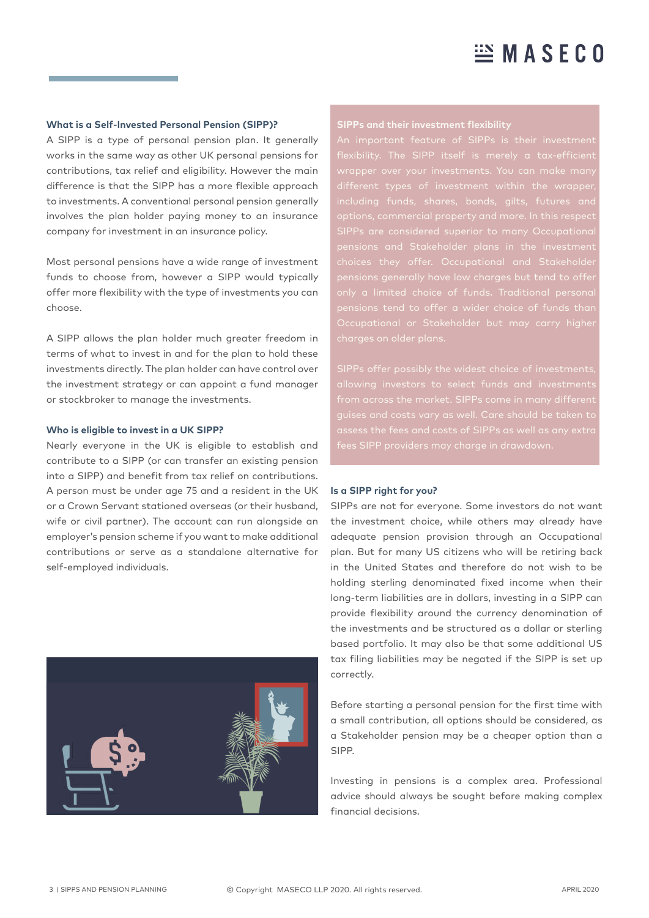### What is a Self-Invested Personal Pension (SIPP)?

A SIPP is a type of personal pension plan. It generally works in the same way as other UK personal pensions for contributions, tax relief and eligibility. However the main difference is that the SIPP has a more flexible approach to investments. A conventional personal pension generally involves the plan holder paying money to an insurance company for investment in an insurance policy.

Most personal pensions have a wide range of investment funds to choose from, however a SIPP would typically offer more flexibility with the type of investments you can choose.

A SIPP allows the plan holder much greater freedom in terms of what to invest in and for the plan to hold these investments directly. The plan holder can have control over the investment strategy or can appoint a fund manager or stockbroker to manage the investments.

### Who is eligible to invest in a UK SIPP?

Nearly everyone in the UK is eligible to establish and contribute to a SIPP (or can transfer an existing pension into a SIPP) and benefit from tax relief on contributions. A person must be under age 75 and a resident in the UK or a Crown Servant stationed overseas (or their husband, wife or civil partner). The account can run alongside an employer's pension scheme if you want to make additional contributions or serve as a standalone alternative for self-employed individuals.

### SIPPs and their investment flexibility

An important feature of SIPPs is their investment flexibility. The SIPP itself is merely a tax-efficient wrapper over your investments. You can make many different types of investment within the wrapper, including funds, shares, bonds, gilts, futures and options, commercial property and more. In this respect SIPPs are considered superior to many Occupational pensions and Stakeholder plans in the investment choices they offer. Occupational and Stakeholder pensions generally have low charges but tend to offer only a limited choice of funds. Traditional personal pensions tend to offer a wider choice of funds than Occupational or Stakeholder but may carry higher charges on older plans.

SIPPs offer possibly the widest choice of investments, allowing investors to select funds and investments from across the market. SIPPs come in many different guises and costs vary as well. Care should be taken to assess the fees and costs of SIPPs as well as any extra fees SIPP providers may charge in drawdown.

### Is a SIPP right for you?

SIPPs are not for everyone. Some investors do not want the investment choice, while others may already have adequate pension provision through an Occupational plan. But for many US citizens who will be retiring back in the United States and therefore do not wish to be holding sterling denominated fixed income when their long-term liabilities are in dollars, investing in a SIPP can provide flexibility around the currency denomination of the investments and be structured as a dollar or sterling based portfolio. It may also be that some additional US tax filing liabilities may be negated if the SIPP is set up correctly.

Before starting a personal pension for the first time with a small contribution, all options should be considered, as a Stakeholder pension may be a cheaper option than a SIPP.

Investing in pensions is a complex area. Professional advice should always be sought before making complex financial decisions.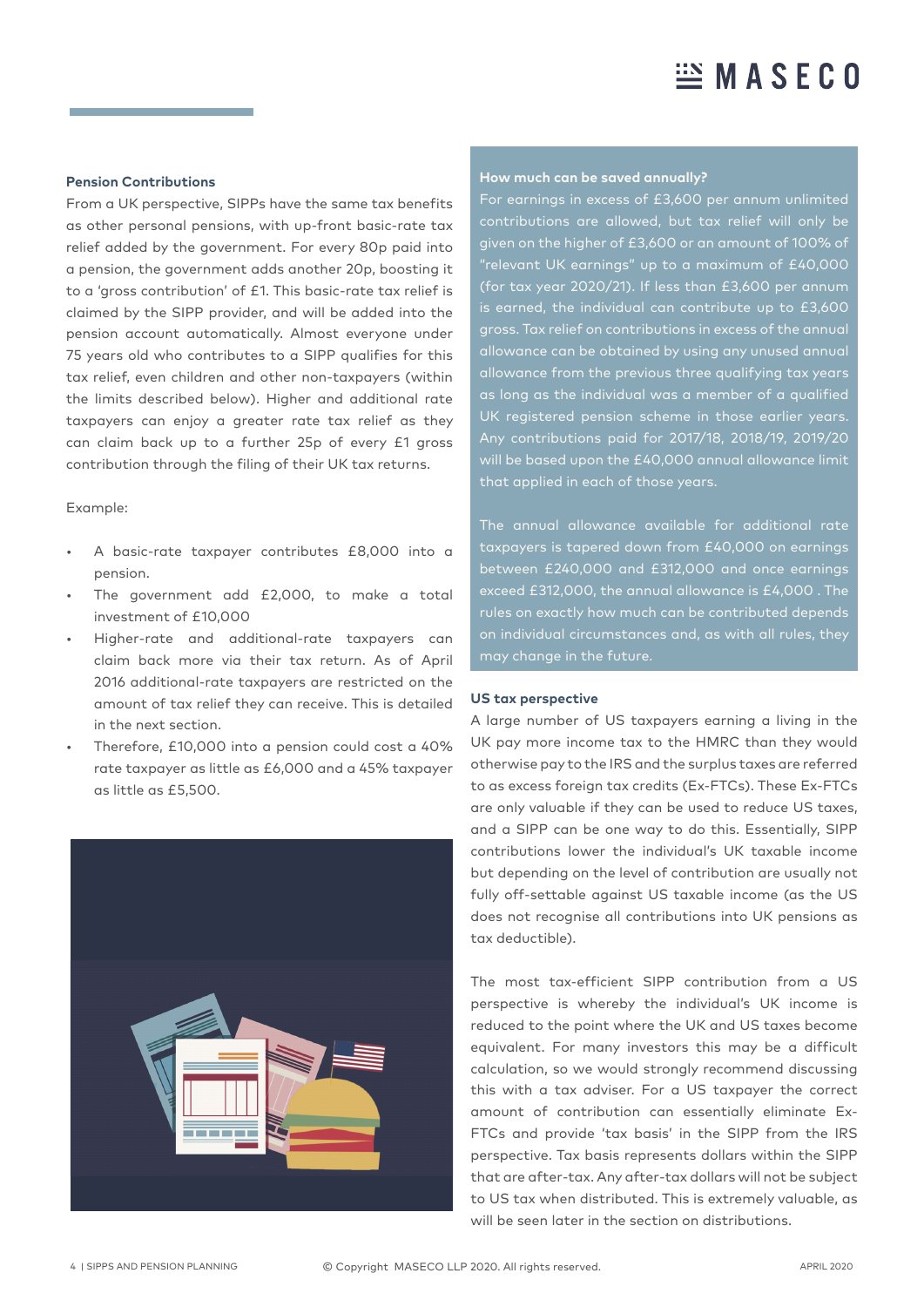### Pension Contributions

From a UK perspective, SIPPs have the same tax benefits as other personal pensions, with up-front basic-rate tax relief added by the government. For every 80p paid into a pension, the government adds another 20p, boosting it to a 'gross contribution' of £1. This basic-rate tax relief is claimed by the SIPP provider, and will be added into the pension account automatically. Almost everyone under 75 years old who contributes to a SIPP qualifies for this tax relief, even children and other non-taxpayers (within the limits described below). Higher and additional rate taxpayers can enjoy a greater rate tax relief as they can claim back up to a further 25p of every £1 gross contribution through the filing of their UK tax returns.

Example:

- A basic-rate taxpayer contributes £8,000 into a pension.
- The government add £2,000, to make a total investment of £10,000
- Higher-rate and additional-rate taxpayers can claim back more via their tax return. As of April 2016 additional-rate taxpayers are restricted on the amount of tax relief they can receive. This is detailed in the next section.
- Therefore, £10,000 into a pension could cost a 40% rate taxpayer as little as £6,000 and a 45% taxpayer as little as £5,500.

### How much can be saved annually?

For earnings in excess of £3,600 per annum unlimited contributions are allowed, but tax relief will only be given on the higher of £3,600 or an amount of 100% of "relevant UK earnings" up to a maximum of £40,000 (for tax year 2020/21). If less than £3,600 per annum is earned, the individual can contribute up to £3,600 gross. Tax relief on contributions in excess of the annual allowance can be obtained by using any unused annual allowance from the previous three qualifying tax years as long as the individual was a member of a qualified UK registered pension scheme in those earlier years. Any contributions paid for 2017/18, 2018/19, 2019/20 will be based upon the £40,000 annual allowance limit that applied in each of those years.

The annual allowance available for additional rate taxpayers is tapered down from £40,000 on earnings between £240,000 and £312,000 and once earnings exceed £312,000, the annual allowance is £4,000 . The rules on exactly how much can be contributed depends on individual circumstances and, as with all rules, they may change in the future.

### US tax perspective

A large number of US taxpayers earning a living in the UK pay more income tax to the HMRC than they would otherwise pay to the IRS and the surplus taxes are referred to as excess foreign tax credits (Ex-FTCs). These Ex-FTCs are only valuable if they can be used to reduce US taxes, and a SIPP can be one way to do this. Essentially, SIPP contributions lower the individual's UK taxable income but depending on the level of contribution are usually not fully off-settable against US taxable income (as the US does not recognise all contributions into UK pensions as tax deductible).

The most tax-efficient SIPP contribution from a US perspective is whereby the individual's UK income is reduced to the point where the UK and US taxes become equivalent. For many investors this may be a difficult calculation, so we would strongly recommend discussing this with a tax adviser. For a US taxpayer the correct amount of contribution can essentially eliminate Ex-FTCs and provide 'tax basis' in the SIPP from the IRS perspective. Tax basis represents dollars within the SIPP that are after-tax. Any after-tax dollars will not be subject to US tax when distributed. This is extremely valuable, as will be seen later in the section on distributions.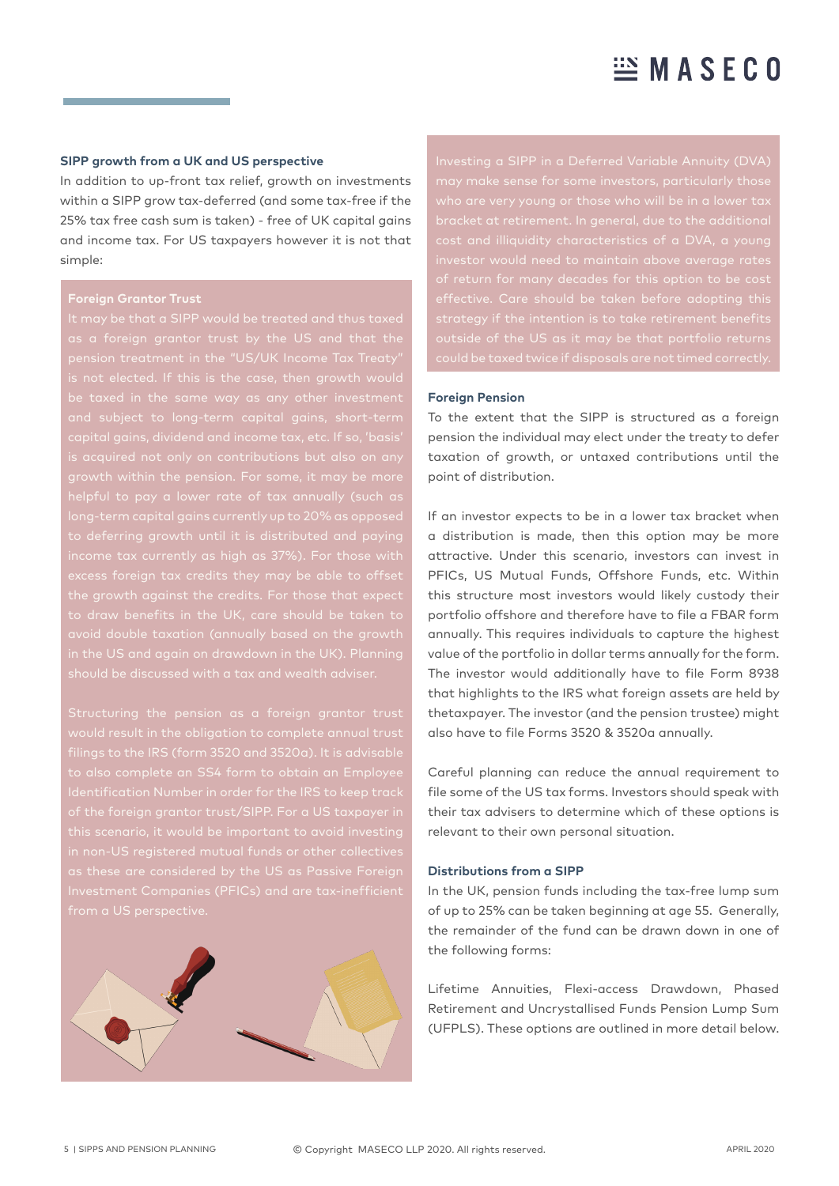### SIPP growth from a UK and US perspective

In addition to up-front tax relief, growth on investments within a SIPP grow tax-deferred (and some tax-free if the 25% tax free cash sum is taken) - free of UK capital gains and income tax. For US taxpayers however it is not that simple:

#### Foreign Grantor Trust

It may be that a SIPP would be treated and thus taxed as a foreign grantor trust by the US and that the pension treatment in the "US/UK Income Tax Treaty" is not elected. If this is the case, then growth would be taxed in the same way as any other investment and subject to long-term capital gains, short-term capital gains, dividend and income tax, etc. If so, 'basis' is acquired not only on contributions but also on any growth within the pension. For some, it may be more helpful to pay a lower rate of tax annually (such as long-term capital gains currently up to 20% as opposed to deferring growth until it is distributed and paying income tax currently as high as 37%). For those with excess foreign tax credits they may be able to offset the growth against the credits. For those that expect to draw benefits in the UK, care should be taken to avoid double taxation (annually based on the growth in the US and again on drawdown in the UK). Planning should be discussed with a tax and wealth adviser.

Structuring the pension as a foreign grantor trust would result in the obligation to complete annual trust filings to the IRS (form 3520 and 3520a). It is advisable to also complete an SS4 form to obtain an Employee Identification Number in order for the IRS to keep track of the foreign grantor trust/SIPP. For a US taxpayer in this scenario, it would be important to avoid investing in non-US registered mutual funds or other collectives as these are considered by the US as Passive Foreign Investment Companies (PFICs) and are tax-inefficient from a US perspective.

Investing a SIPP in a Deferred Variable Annuity (DVA) may make sense for some investors, particularly those who are very young or those who will be in a lower tax bracket at retirement. In general, due to the additional cost and illiquidity characteristics of a DVA, a young investor would need to maintain above average rates of return for many decades for this option to be cost effective. Care should be taken before adopting this strategy if the intention is to take retirement benefits outside of the US as it may be that portfolio returns could be taxed twice if disposals are not timed correctly.

#### Foreign Pension

To the extent that the SIPP is structured as a foreign pension the individual may elect under the treaty to defer taxation of growth, or untaxed contributions until the point of distribution.

If an investor expects to be in a lower tax bracket when a distribution is made, then this option may be more attractive. Under this scenario, investors can invest in PFICs, US Mutual Funds, Offshore Funds, etc. Within this structure most investors would likely custody their portfolio offshore and therefore have to file a FBAR form annually. This requires individuals to capture the highest value of the portfolio in dollar terms annually for the form. The investor would additionally have to file Form 8938 that highlights to the IRS what foreign assets are held by thetaxpayer. The investor (and the pension trustee) might also have to file Forms 3520 & 3520a annually.

Careful planning can reduce the annual requirement to file some of the US tax forms. Investors should speak with their tax advisers to determine which of these options is relevant to their own personal situation.

### Distributions from a SIPP

In the UK, pension funds including the tax-free lump sum of up to 25% can be taken beginning at age 55. Generally, the remainder of the fund can be drawn down in one of the following forms:

Lifetime Annuities, Flexi-access Drawdown, Phased Retirement and Uncrystallised Funds Pension Lump Sum (UFPLS). These options are outlined in more detail below.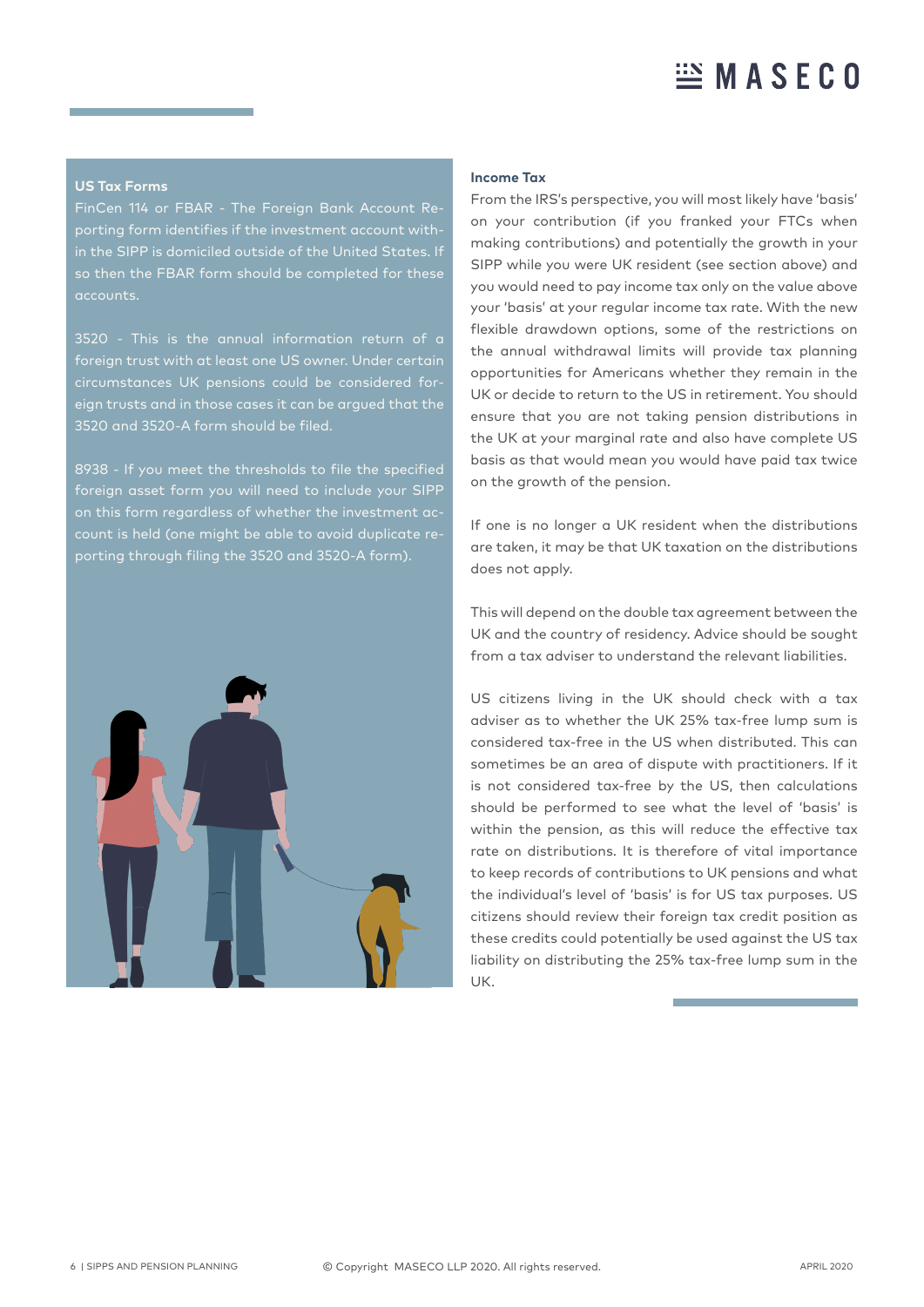### US Tax Forms

FinCen 114 or FBAR - The Foreign Bank Account Reporting form identifies if the investment account within the SIPP is domiciled outside of the United States. If so then the FBAR form should be completed for these accounts.

3520 - This is the annual information return of a foreign trust with at least one US owner. Under certain circumstances UK pensions could be considered foreign trusts and in those cases it can be argued that the 3520 and 3520-A form should be filed.

8938 - If you meet the thresholds to file the specified foreign asset form you will need to include your SIPP on this form regardless of whether the investment account is held (one might be able to avoid duplicate reporting through filing the 3520 and 3520-A form).

### Income Tax

From the IRS's perspective, you will most likely have 'basis' on your contribution (if you franked your FTCs when making contributions) and potentially the growth in your SIPP while you were UK resident (see section above) and you would need to pay income tax only on the value above your 'basis' at your regular income tax rate. With the new flexible drawdown options, some of the restrictions on the annual withdrawal limits will provide tax planning opportunities for Americans whether they remain in the UK or decide to return to the US in retirement. You should ensure that you are not taking pension distributions in the UK at your marginal rate and also have complete US basis as that would mean you would have paid tax twice on the growth of the pension.

If one is no longer a UK resident when the distributions are taken, it may be that UK taxation on the distributions does not apply.

This will depend on the double tax agreement between the UK and the country of residency. Advice should be sought from a tax adviser to understand the relevant liabilities.

US citizens living in the UK should check with a tax adviser as to whether the UK 25% tax-free lump sum is considered tax-free in the US when distributed. This can sometimes be an area of dispute with practitioners. If it is not considered tax-free by the US, then calculations should be performed to see what the level of 'basis' is within the pension, as this will reduce the effective tax rate on distributions. It is therefore of vital importance to keep records of contributions to UK pensions and what the individual's level of 'basis' is for US tax purposes. US citizens should review their foreign tax credit position as these credits could potentially be used against the US tax liability on distributing the 25% tax-free lump sum in the UK.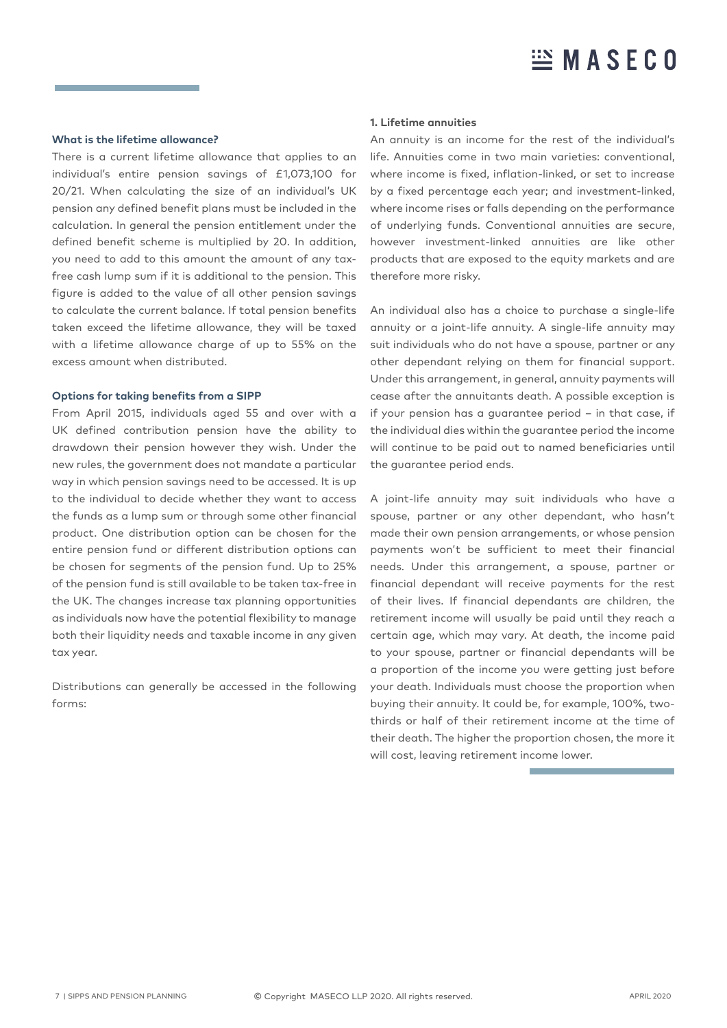### What is the lifetime allowance?

There is a current lifetime allowance that applies to an individual's entire pension savings of £1,073,100 for 20/21. When calculating the size of an individual's UK pension any defined benefit plans must be included in the calculation. In general the pension entitlement under the defined benefit scheme is multiplied by 20. In addition, you need to add to this amount the amount of any tax-free cash lump sum if it is additional to the pension. This figure is added to the value of all other pension savings to calculate the current balance. If total pension benefits taken exceed the lifetime allowance, they will be taxed with a lifetime allowance charge of up to 55% on the excess amount when distributed.

### Options for taking benefits from a SIPP

From April 2015, individuals aged 55 and over with a UK defined contribution pension have the ability to drawdown their pension however they wish. Under the new rules, the government does not mandate a particular way in which pension savings need to be accessed. It is up to the individual to decide whether they want to access the funds as a lump sum or through some other financial product. One distribution option can be chosen for the entire pension fund or different distribution options can be chosen for segments of the pension fund. Up to 25% of the pension fund is still available to be taken tax-free in the UK. The changes increase tax planning opportunities as individuals now have the potential flexibility to manage both their liquidity needs and taxable income in any given tax year.

Distributions can generally be accessed in the following forms:

#### 1. Lifetime annuities

An annuity is an income for the rest of the individual's life. Annuities come in two main varieties: conventional, where income is fixed, inflation-linked, or set to increase by a fixed percentage each year; and investment-linked, where income rises or falls depending on the performance of underlying funds. Conventional annuities are secure, however investment-linked annuities are like other products that are exposed to the equity markets and are therefore more risky.

An individual also has a choice to purchase a single-life annuity or a joint-life annuity. A single-life annuity may suit individuals who do not have a spouse, partner or any other dependant relying on them for financial support. Under this arrangement, in general, annuity payments will cease after the annuitants death. A possible exception is if your pension has a guarantee period – in that case, if the individual dies within the guarantee period the income will continue to be paid out to named beneficiaries until the guarantee period ends.

A joint-life annuity may suit individuals who have a spouse, partner or any other dependant, who hasn't made their own pension arrangements, or whose pension payments won't be sufficient to meet their financial needs. Under this arrangement, a spouse, partner or financial dependant will receive payments for the rest of their lives. If financial dependants are children, the retirement income will usually be paid until they reach a certain age, which may vary. At death, the income paid to your spouse, partner or financial dependants will be a proportion of the income you were getting just before your death. Individuals must choose the proportion when buying their annuity. It could be, for example, 100%, two-thirds or half of their retirement income at the time of their death. The higher the proportion chosen, the more it will cost, leaving retirement income lower.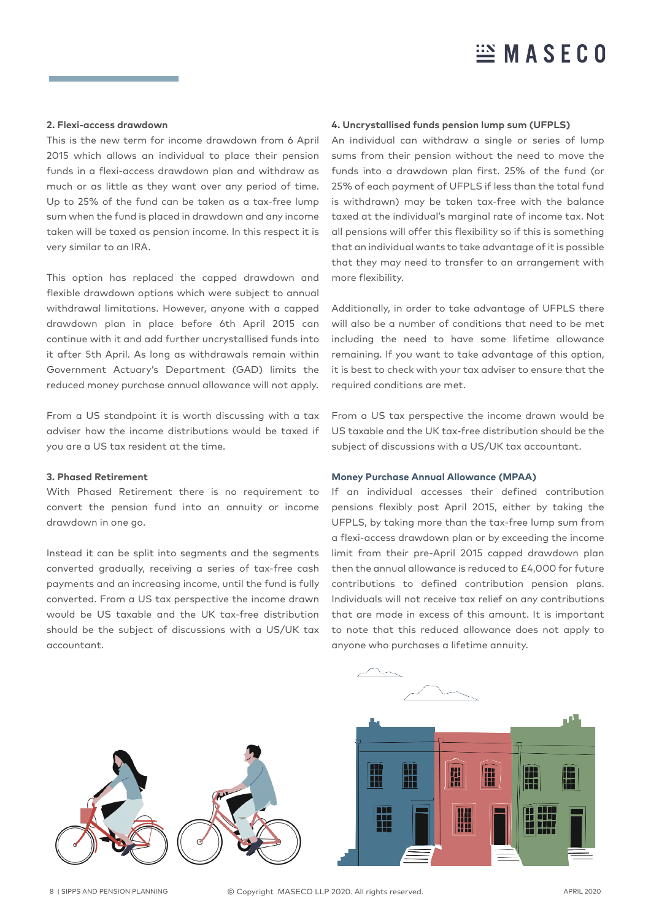### 2. Flexi-access drawdown

This is the new term for income drawdown from 6 April 2015 which allows an individual to place their pension funds in a flexi-access drawdown plan and withdraw as much or as little as they want over any period of time. Up to 25% of the fund can be taken as a tax-free lump sum when the fund is placed in drawdown and any income taken will be taxed as pension income. In this respect it is very similar to an IRA.

This option has replaced the capped drawdown and flexible drawdown options which were subject to annual withdrawal limitations. However, anyone with a capped drawdown plan in place before 6th April 2015 can continue with it and add further uncrystallised funds into it after 5th April. As long as withdrawals remain within Government Actuary's Department (GAD) limits the reduced money purchase annual allowance will not apply.

From a US standpoint it is worth discussing with a tax adviser how the income distributions would be taxed if you are a US tax resident at the time.

### 3. Phased Retirement

With Phased Retirement there is no requirement to convert the pension fund into an annuity or income drawdown in one go.

Instead it can be split into segments and the segments converted gradually, receiving a series of tax-free cash payments and an increasing income, until the fund is fully converted. From a US tax perspective the income drawn would be US taxable and the UK tax-free distribution should be the subject of discussions with a US/UK tax accountant.

### 4. Uncrystallised funds pension lump sum (UFPLS)

An individual can withdraw a single or series of lump sums from their pension without the need to move the funds into a drawdown plan first. 25% of the fund (or 25% of each payment of UFPLS if less than the total fund is withdrawn) may be taken tax-free with the balance taxed at the individual's marginal rate of income tax. Not all pensions will offer this flexibility so if this is something that an individual wants to take advantage of it is possible that they may need to transfer to an arrangement with more flexibility.

Additionally, in order to take advantage of UFPLS there will also be a number of conditions that need to be met including the need to have some lifetime allowance remaining. If you want to take advantage of this option, it is best to check with your tax adviser to ensure that the required conditions are met.

From a US tax perspective the income drawn would be US taxable and the UK tax-free distribution should be the subject of discussions with a US/UK tax accountant.

### Money Purchase Annual Allowance (MPAA)

If an individual accesses their defined contribution pensions flexibly post April 2015, either by taking the UFPLS, by taking more than the tax-free lump sum from a flexi-access drawdown plan or by exceeding the income limit from their pre-April 2015 capped drawdown plan then the annual allowance is reduced to £4,000 for future contributions to defined contribution pension plans. Individuals will not receive tax relief on any contributions that are made in excess of this amount. It is important to note that this reduced allowance does not apply to anyone who purchases a lifetime annuity.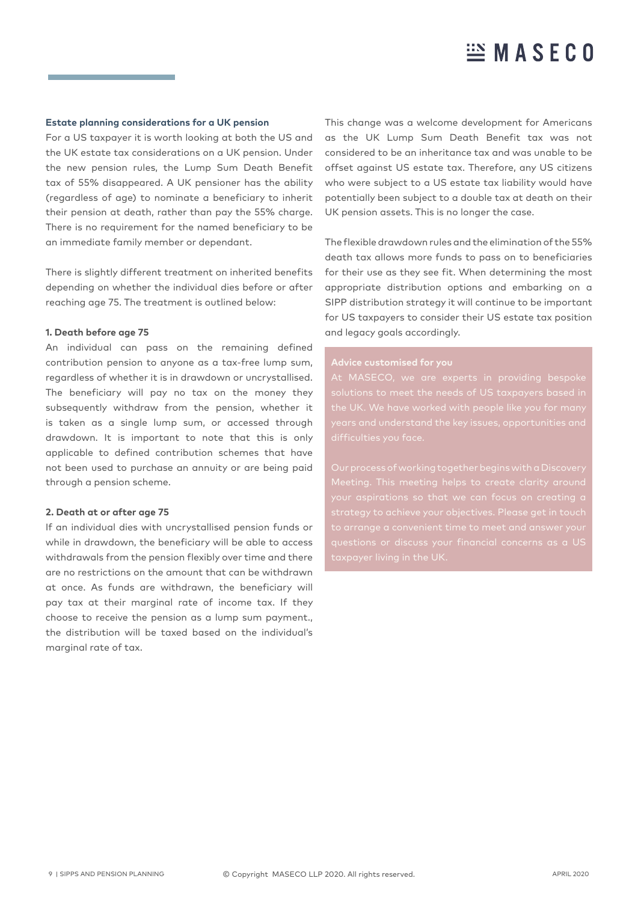### Estate planning considerations for a UK pension

For a US taxpayer it is worth looking at both the US and the UK estate tax considerations on a UK pension. Under the new pension rules, the Lump Sum Death Benefit tax of 55% disappeared. A UK pensioner has the ability (regardless of age) to nominate a beneficiary to inherit their pension at death, rather than pay the 55% charge. There is no requirement for the named beneficiary to be an immediate family member or dependant.

There is slightly different treatment on inherited benefits depending on whether the individual dies before or after reaching age 75. The treatment is outlined below:

#### 1. Death before age 75

An individual can pass on the remaining defined contribution pension to anyone as a tax-free lump sum, regardless of whether it is in drawdown or uncrystallised. The beneficiary will pay no tax on the money they subsequently withdraw from the pension, whether it is taken as a single lump sum, or accessed through drawdown. It is important to note that this is only applicable to defined contribution schemes that have not been used to purchase an annuity or are being paid through a pension scheme.

#### 2. Death at or after age 75

If an individual dies with uncrystallised pension funds or while in drawdown, the beneficiary will be able to access withdrawals from the pension flexibly over time and there are no restrictions on the amount that can be withdrawn at once. As funds are withdrawn, the beneficiary will pay tax at their marginal rate of income tax. If they choose to receive the pension as a lump sum payment., the distribution will be taxed based on the individual's marginal rate of tax.

This change was a welcome development for Americans as the UK Lump Sum Death Benefit tax was not considered to be an inheritance tax and was unable to be offset against US estate tax. Therefore, any US citizens who were subject to a US estate tax liability would have potentially been subject to a double tax at death on their UK pension assets. This is no longer the case.

The flexible drawdown rules and the elimination of the 55% death tax allows more funds to pass on to beneficiaries for their use as they see fit. When determining the most appropriate distribution options and embarking on a SIPP distribution strategy it will continue to be important for US taxpayers to consider their US estate tax position and legacy goals accordingly.

**Advice customised for you**

At MASECO, we are experts in providing bespoke solutions to meet the needs of US taxpayers based in the UK. We have worked with people like you for many years and understand the key issues, opportunities and difficulties you face.

Our process of working together begins with a Discovery Meeting. This meeting helps to create clarity around your aspirations so that we can focus on creating a strategy to achieve your objectives. Please get in touch to arrange a convenient time to meet and answer your questions or discuss your financial concerns as a US taxpayer living in the UK.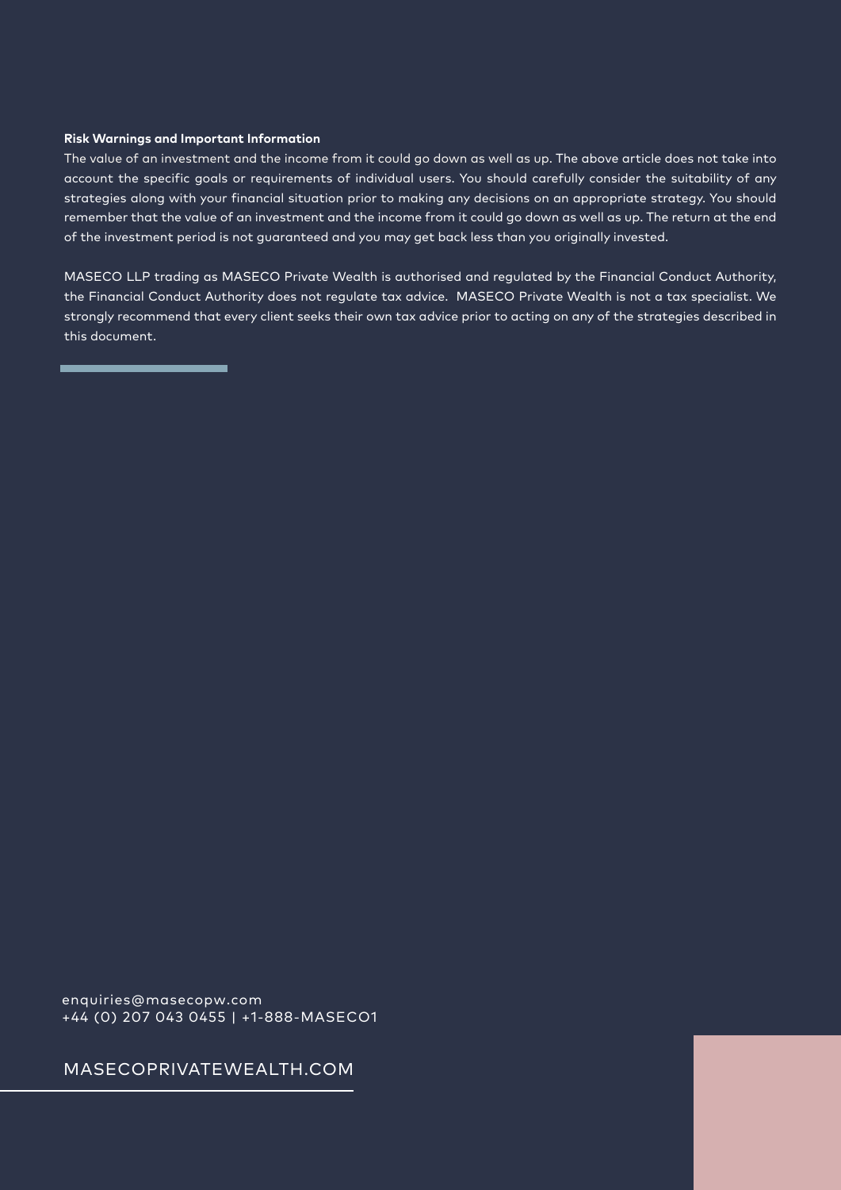**Risk Warnings and Important Information**

The value of an investment and the income from it could go down as well as up. The above article does not take into account the specific goals or requirements of individual users. You should carefully consider the suitability of any strategies along with your financial situation prior to making any decisions on an appropriate strategy. You should remember that the value of an investment and the income from it could go down as well as up. The return at the end of the investment period is not guaranteed and you may get back less than you originally invested.

MASECO LLP trading as MASECO Private Wealth is authorised and regulated by the Financial Conduct Authority, the Financial Conduct Authority does not regulate tax advice. MASECO Private Wealth is not a tax specialist. We strongly recommend that every client seeks their own tax advice prior to acting on any of the strategies described in this document.

enquiries@masecopw.com
+44 (0) 207 043 0455 | +1-888-MASECO1

MASECOPRIVATEWEALTH.COM